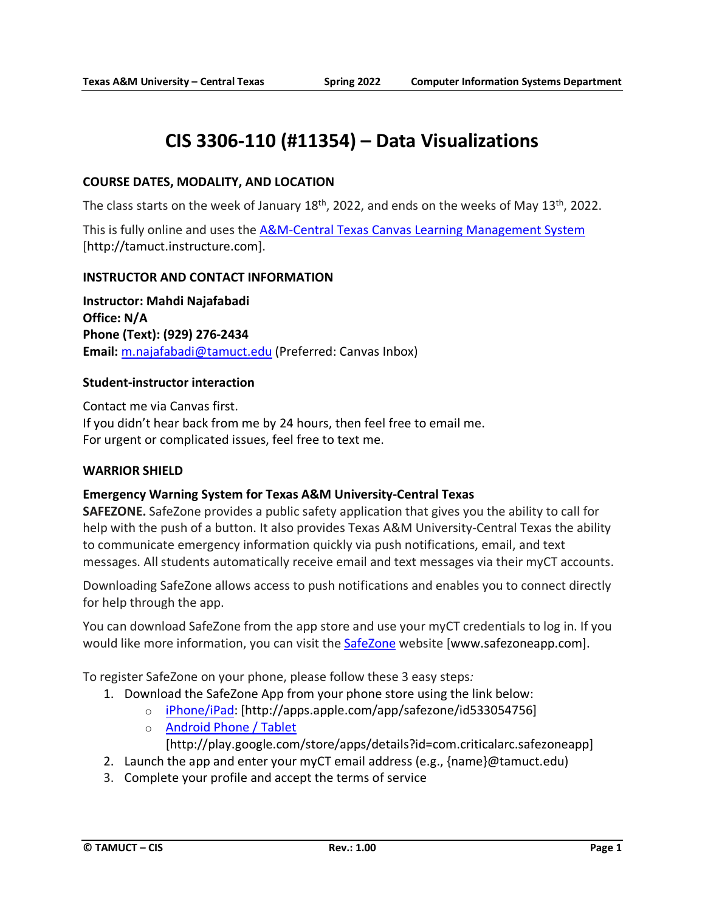# CIS 3306-110 (#11354) – Data Visualizations

## COURSE DATES, MODALITY, AND LOCATION

The class starts on the week of January 18th, 2022, and ends on the weeks of May 13th, 2022.

This is fully online and uses the A&M-Central Texas Canvas Learning Management System [http://tamuct.instructure.com].

## INSTRUCTOR AND CONTACT INFORMATION

**Instructor: Mahdi Najafabadi**
**Office: N/A**
**Phone (Text): (929) 276-2434**
**Email:** m.najafabadi@tamuct.edu (Preferred: Canvas Inbox)

### Student-instructor interaction

Contact me via Canvas first.
If you didn't hear back from me by 24 hours, then feel free to email me.
For urgent or complicated issues, feel free to text me.

## WARRIOR SHIELD

### Emergency Warning System for Texas A&M University-Central Texas

**SAFEZONE.** SafeZone provides a public safety application that gives you the ability to call for help with the push of a button. It also provides Texas A&M University-Central Texas the ability to communicate emergency information quickly via push notifications, email, and text messages. All students automatically receive email and text messages via their myCT accounts.

Downloading SafeZone allows access to push notifications and enables you to connect directly for help through the app.

You can download SafeZone from the app store and use your myCT credentials to log in. If you would like more information, you can visit the SafeZone website [www.safezoneapp.com].

To register SafeZone on your phone, please follow these 3 easy steps*:*

1. Download the SafeZone App from your phone store using the link below:
   - iPhone/iPad: [http://apps.apple.com/app/safezone/id533054756]
   - Android Phone / Tablet [http://play.google.com/store/apps/details?id=com.criticalarc.safezoneapp]
2. Launch the app and enter your myCT email address (e.g., {name}@tamuct.edu)
3. Complete your profile and accept the terms of service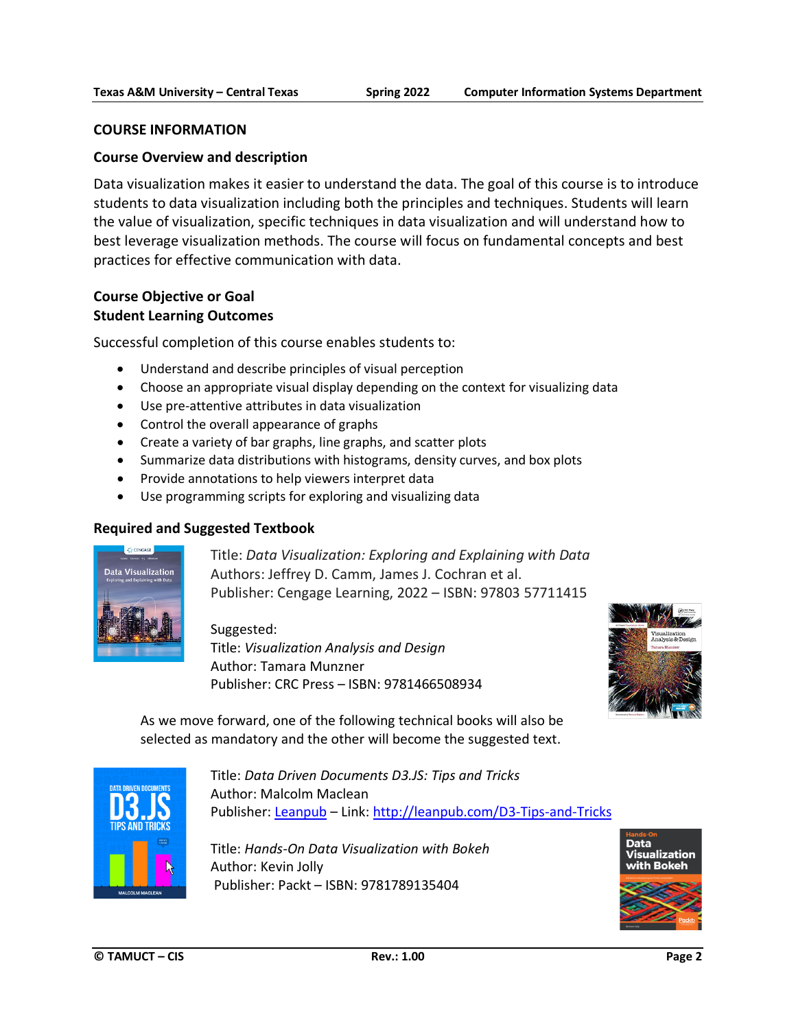## COURSE INFORMATION

### Course Overview and description

Data visualization makes it easier to understand the data. The goal of this course is to introduce students to data visualization including both the principles and techniques. Students will learn the value of visualization, specific techniques in data visualization and will understand how to best leverage visualization methods. The course will focus on fundamental concepts and best practices for effective communication with data.

### Course Objective or Goal
### Student Learning Outcomes

Successful completion of this course enables students to:

- Understand and describe principles of visual perception
- Choose an appropriate visual display depending on the context for visualizing data
- Use pre-attentive attributes in data visualization
- Control the overall appearance of graphs
- Create a variety of bar graphs, line graphs, and scatter plots
- Summarize data distributions with histograms, density curves, and box plots
- Provide annotations to help viewers interpret data
- Use programming scripts for exploring and visualizing data

### Required and Suggested Textbook

Title: *Data Visualization: Exploring and Explaining with Data*
Authors: Jeffrey D. Camm, James J. Cochran et al.
Publisher: Cengage Learning, 2022 – ISBN: 97803 57711415

Suggested:
Title: *Visualization Analysis and Design*
Author: Tamara Munzner
Publisher: CRC Press – ISBN: 9781466508934

As we move forward, one of the following technical books will also be selected as mandatory and the other will become the suggested text.

Title: *Data Driven Documents D3.JS: Tips and Tricks*
Author: Malcolm Maclean
Publisher: Leanpub – Link: http://leanpub.com/D3-Tips-and-Tricks

Title: *Hands-On Data Visualization with Bokeh*
Author: Kevin Jolly
Publisher: Packt – ISBN: 9781789135404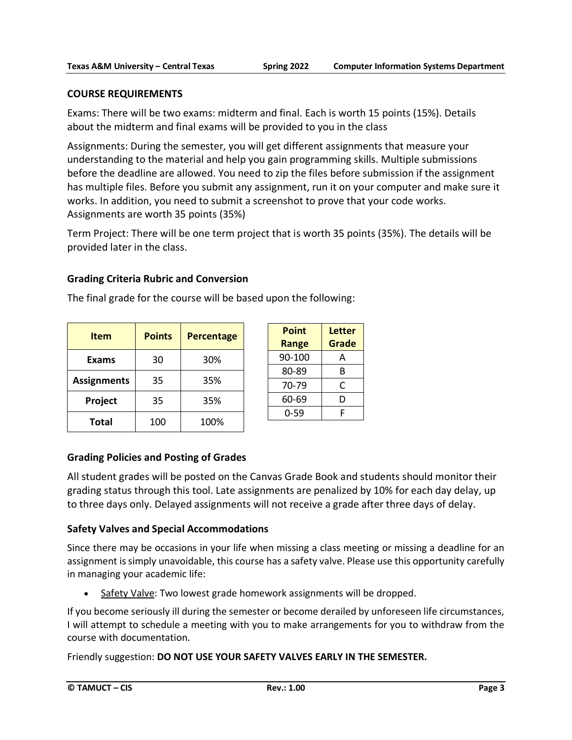## COURSE REQUIREMENTS

Exams: There will be two exams: midterm and final. Each is worth 15 points (15%). Details about the midterm and final exams will be provided to you in the class

Assignments: During the semester, you will get different assignments that measure your understanding to the material and help you gain programming skills. Multiple submissions before the deadline are allowed. You need to zip the files before submission if the assignment has multiple files. Before you submit any assignment, run it on your computer and make sure it works. In addition, you need to submit a screenshot to prove that your code works. Assignments are worth 35 points (35%)

Term Project: There will be one term project that is worth 35 points (35%). The details will be provided later in the class.

### Grading Criteria Rubric and Conversion

The final grade for the course will be based upon the following:

| Item | Points | Percentage |
|---|---|---|
| **Exams** | 30 | 30% |
| **Assignments** | 35 | 35% |
| **Project** | 35 | 35% |
| **Total** | 100 | 100% |

| Point Range | Letter Grade |
|---|---|
| 90-100 | A |
| 80-89 | B |
| 70-79 | C |
| 60-69 | D |
| 0-59 | F |

### Grading Policies and Posting of Grades

All student grades will be posted on the Canvas Grade Book and students should monitor their grading status through this tool. Late assignments are penalized by 10% for each day delay, up to three days only. Delayed assignments will not receive a grade after three days of delay.

### Safety Valves and Special Accommodations

Since there may be occasions in your life when missing a class meeting or missing a deadline for an assignment is simply unavoidable, this course has a safety valve. Please use this opportunity carefully in managing your academic life:

- Safety Valve: Two lowest grade homework assignments will be dropped.

If you become seriously ill during the semester or become derailed by unforeseen life circumstances, I will attempt to schedule a meeting with you to make arrangements for you to withdraw from the course with documentation.

Friendly suggestion: **DO NOT USE YOUR SAFETY VALVES EARLY IN THE SEMESTER.**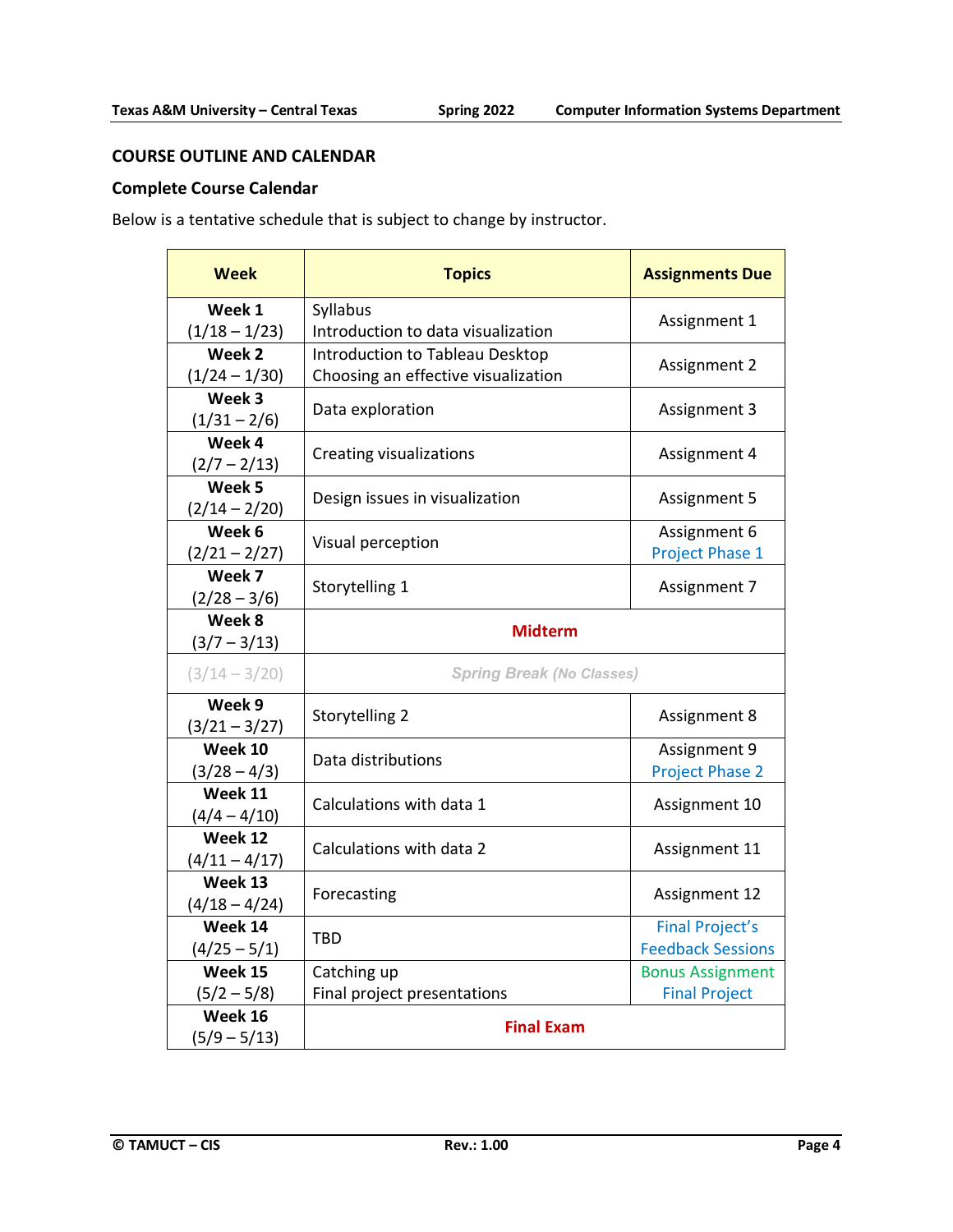## COURSE OUTLINE AND CALENDAR

### Complete Course Calendar

Below is a tentative schedule that is subject to change by instructor.

| Week | Topics | Assignments Due |
|---|---|---|
| **Week 1** (1/18 – 1/23) | Syllabus<br>Introduction to data visualization | Assignment 1 |
| **Week 2** (1/24 – 1/30) | Introduction to Tableau Desktop<br>Choosing an effective visualization | Assignment 2 |
| **Week 3** (1/31 – 2/6) | Data exploration | Assignment 3 |
| **Week 4** (2/7 – 2/13) | Creating visualizations | Assignment 4 |
| **Week 5** (2/14 – 2/20) | Design issues in visualization | Assignment 5 |
| **Week 6** (2/21 – 2/27) | Visual perception | Assignment 6<br>Project Phase 1 |
| **Week 7** (2/28 – 3/6) | Storytelling 1 | Assignment 7 |
| **Week 8** (3/7 – 3/13) | **Midterm** | |
| (3/14 – 3/20) | ***Spring Break** (No Classes)* | |
| **Week 9** (3/21 – 3/27) | Storytelling 2 | Assignment 8 |
| **Week 10** (3/28 – 4/3) | Data distributions | Assignment 9<br>Project Phase 2 |
| **Week 11** (4/4 – 4/10) | Calculations with data 1 | Assignment 10 |
| **Week 12** (4/11 – 4/17) | Calculations with data 2 | Assignment 11 |
| **Week 13** (4/18 – 4/24) | Forecasting | Assignment 12 |
| **Week 14** (4/25 – 5/1) | TBD | Final Project's Feedback Sessions |
| **Week 15** (5/2 – 5/8) | Catching up<br>Final project presentations | Bonus Assignment<br>Final Project |
| **Week 16** (5/9 – 5/13) | **Final Exam** | |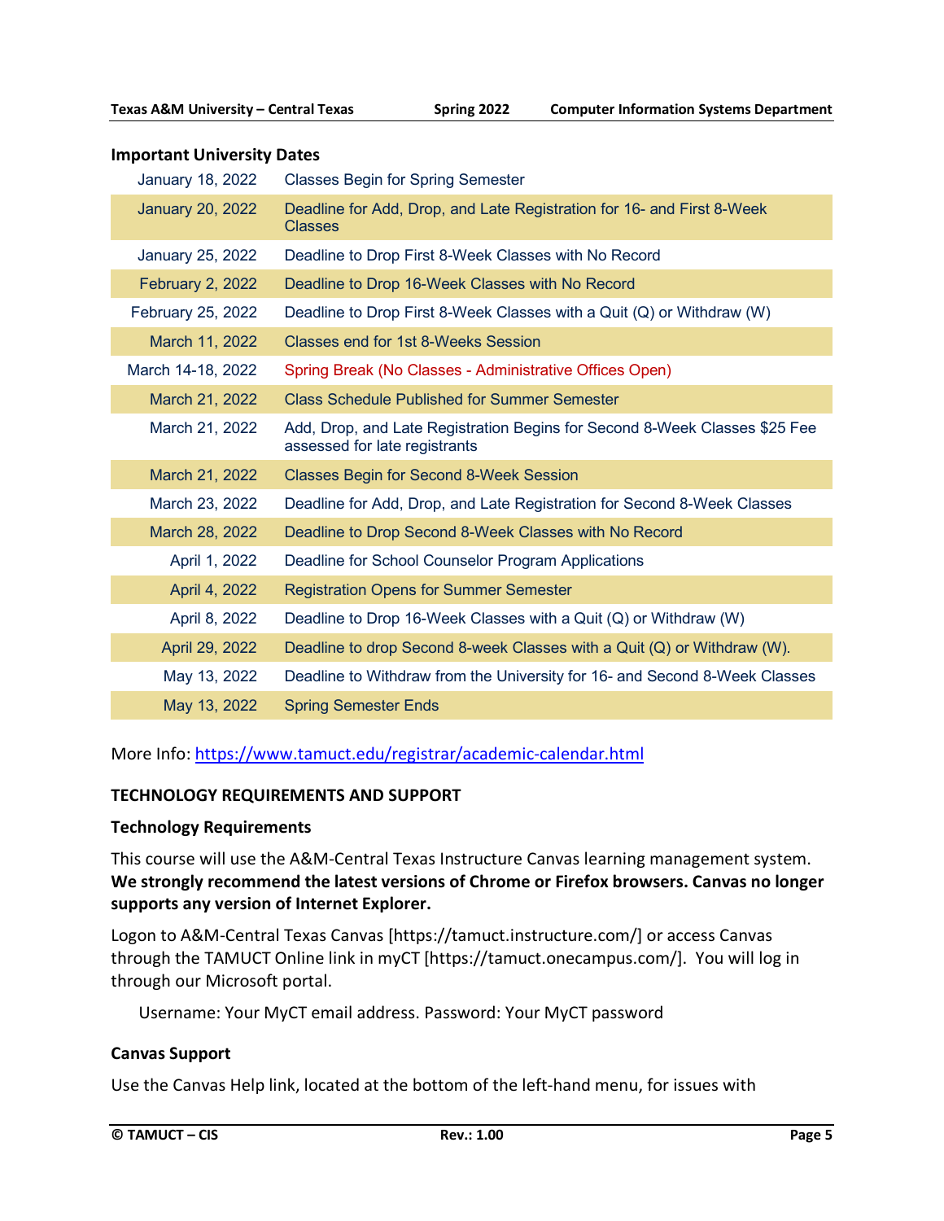### Important University Dates

| | |
|---|---|
| January 18, 2022 | Classes Begin for Spring Semester |
| January 20, 2022 | Deadline for Add, Drop, and Late Registration for 16- and First 8-Week Classes |
| January 25, 2022 | Deadline to Drop First 8-Week Classes with No Record |
| February 2, 2022 | Deadline to Drop 16-Week Classes with No Record |
| February 25, 2022 | Deadline to Drop First 8-Week Classes with a Quit (Q) or Withdraw (W) |
| March 11, 2022 | Classes end for 1st 8-Weeks Session |
| March 14-18, 2022 | Spring Break (No Classes - Administrative Offices Open) |
| March 21, 2022 | Class Schedule Published for Summer Semester |
| March 21, 2022 | Add, Drop, and Late Registration Begins for Second 8-Week Classes $25 Fee assessed for late registrants |
| March 21, 2022 | Classes Begin for Second 8-Week Session |
| March 23, 2022 | Deadline for Add, Drop, and Late Registration for Second 8-Week Classes |
| March 28, 2022 | Deadline to Drop Second 8-Week Classes with No Record |
| April 1, 2022 | Deadline for School Counselor Program Applications |
| April 4, 2022 | Registration Opens for Summer Semester |
| April 8, 2022 | Deadline to Drop 16-Week Classes with a Quit (Q) or Withdraw (W) |
| April 29, 2022 | Deadline to drop Second 8-week Classes with a Quit (Q) or Withdraw (W). |
| May 13, 2022 | Deadline to Withdraw from the University for 16- and Second 8-Week Classes |
| May 13, 2022 | Spring Semester Ends |

More Info: https://www.tamuct.edu/registrar/academic-calendar.html

## TECHNOLOGY REQUIREMENTS AND SUPPORT

### Technology Requirements

This course will use the A&M-Central Texas Instructure Canvas learning management system. **We strongly recommend the latest versions of Chrome or Firefox browsers. Canvas no longer supports any version of Internet Explorer.**

Logon to A&M-Central Texas Canvas [https://tamuct.instructure.com/] or access Canvas through the TAMUCT Online link in myCT [https://tamuct.onecampus.com/]. You will log in through our Microsoft portal.

Username: Your MyCT email address. Password: Your MyCT password

### Canvas Support

Use the Canvas Help link, located at the bottom of the left-hand menu, for issues with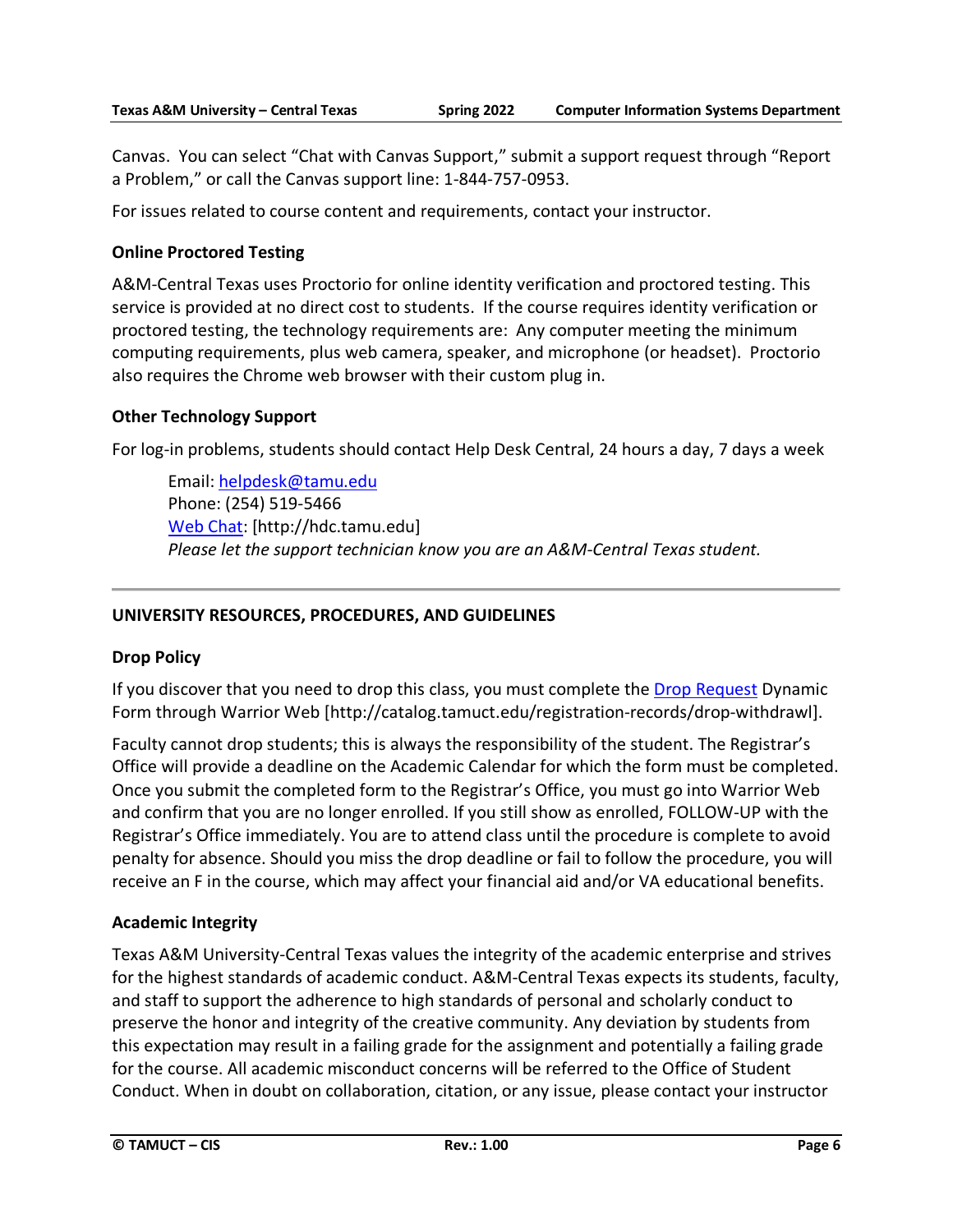Canvas. You can select "Chat with Canvas Support," submit a support request through "Report a Problem," or call the Canvas support line: 1-844-757-0953.

For issues related to course content and requirements, contact your instructor.

### Online Proctored Testing

A&M-Central Texas uses Proctorio for online identity verification and proctored testing. This service is provided at no direct cost to students. If the course requires identity verification or proctored testing, the technology requirements are: Any computer meeting the minimum computing requirements, plus web camera, speaker, and microphone (or headset). Proctorio also requires the Chrome web browser with their custom plug in.

### Other Technology Support

For log-in problems, students should contact Help Desk Central, 24 hours a day, 7 days a week

> Email: [helpdesk@tamu.edu](mailto:helpdesk@tamu.edu)
> Phone: (254) 519-5466
> [Web Chat](http://hdc.tamu.edu): [http://hdc.tamu.edu]
> *Please let the support technician know you are an A&M-Central Texas student.*

---

## UNIVERSITY RESOURCES, PROCEDURES, AND GUIDELINES

### Drop Policy

If you discover that you need to drop this class, you must complete the [Drop Request](http://catalog.tamuct.edu/registration-records/drop-withdrawl) Dynamic Form through Warrior Web [http://catalog.tamuct.edu/registration-records/drop-withdrawl].

Faculty cannot drop students; this is always the responsibility of the student. The Registrar's Office will provide a deadline on the Academic Calendar for which the form must be completed. Once you submit the completed form to the Registrar's Office, you must go into Warrior Web and confirm that you are no longer enrolled. If you still show as enrolled, FOLLOW-UP with the Registrar's Office immediately. You are to attend class until the procedure is complete to avoid penalty for absence. Should you miss the drop deadline or fail to follow the procedure, you will receive an F in the course, which may affect your financial aid and/or VA educational benefits.

### Academic Integrity

Texas A&M University-Central Texas values the integrity of the academic enterprise and strives for the highest standards of academic conduct. A&M-Central Texas expects its students, faculty, and staff to support the adherence to high standards of personal and scholarly conduct to preserve the honor and integrity of the creative community. Any deviation by students from this expectation may result in a failing grade for the assignment and potentially a failing grade for the course. All academic misconduct concerns will be referred to the Office of Student Conduct. When in doubt on collaboration, citation, or any issue, please contact your instructor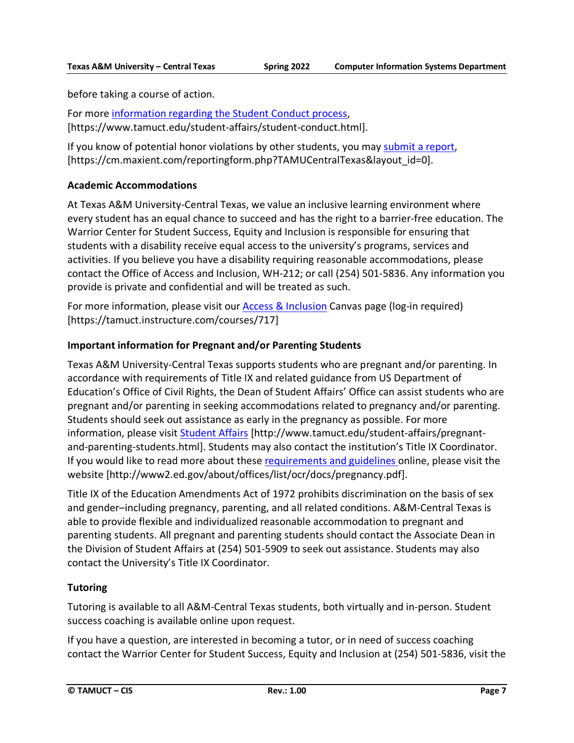before taking a course of action.

For more information regarding the Student Conduct process, [https://www.tamuct.edu/student-affairs/student-conduct.html].

If you know of potential honor violations by other students, you may submit a report, [https://cm.maxient.com/reportingform.php?TAMUCentralTexas&layout_id=0].

### Academic Accommodations

At Texas A&M University-Central Texas, we value an inclusive learning environment where every student has an equal chance to succeed and has the right to a barrier-free education. The Warrior Center for Student Success, Equity and Inclusion is responsible for ensuring that students with a disability receive equal access to the university's programs, services and activities. If you believe you have a disability requiring reasonable accommodations, please contact the Office of Access and Inclusion, WH-212; or call (254) 501-5836. Any information you provide is private and confidential and will be treated as such.

For more information, please visit our Access & Inclusion Canvas page (log-in required) [https://tamuct.instructure.com/courses/717]

### Important information for Pregnant and/or Parenting Students

Texas A&M University-Central Texas supports students who are pregnant and/or parenting. In accordance with requirements of Title IX and related guidance from US Department of Education's Office of Civil Rights, the Dean of Student Affairs' Office can assist students who are pregnant and/or parenting in seeking accommodations related to pregnancy and/or parenting. Students should seek out assistance as early in the pregnancy as possible. For more information, please visit Student Affairs [http://www.tamuct.edu/student-affairs/pregnant-and-parenting-students.html]. Students may also contact the institution's Title IX Coordinator. If you would like to read more about these requirements and guidelines online, please visit the website [http://www2.ed.gov/about/offices/list/ocr/docs/pregnancy.pdf].

Title IX of the Education Amendments Act of 1972 prohibits discrimination on the basis of sex and gender–including pregnancy, parenting, and all related conditions. A&M-Central Texas is able to provide flexible and individualized reasonable accommodation to pregnant and parenting students. All pregnant and parenting students should contact the Associate Dean in the Division of Student Affairs at (254) 501-5909 to seek out assistance. Students may also contact the University's Title IX Coordinator.

### Tutoring

Tutoring is available to all A&M-Central Texas students, both virtually and in-person. Student success coaching is available online upon request.

If you have a question, are interested in becoming a tutor, or in need of success coaching contact the Warrior Center for Student Success, Equity and Inclusion at (254) 501-5836, visit the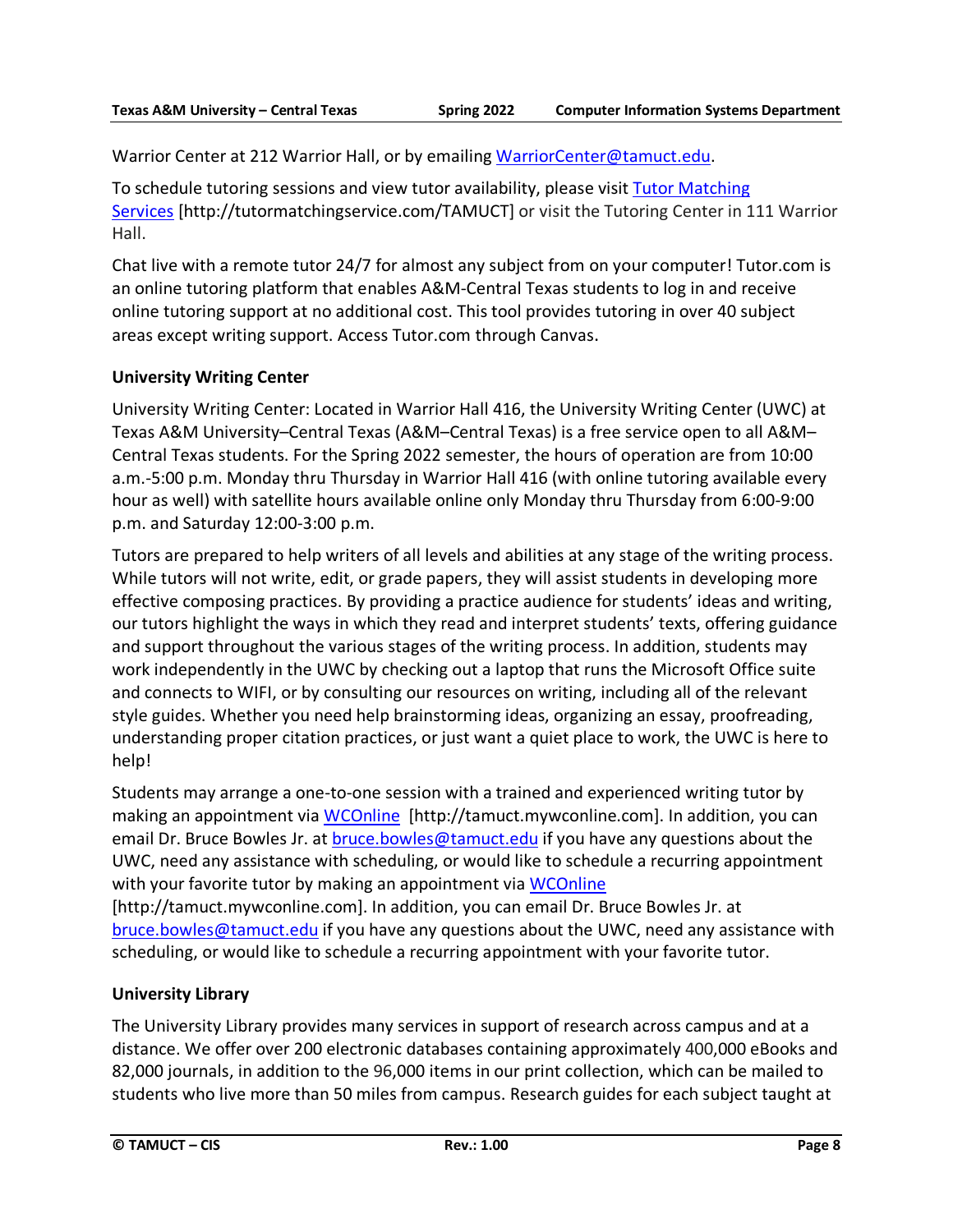Warrior Center at 212 Warrior Hall, or by emailing [WarriorCenter@tamuct.edu](mailto:WarriorCenter@tamuct.edu).

To schedule tutoring sessions and view tutor availability, please visit [Tutor Matching Services](http://tutormatchingservice.com/TAMUCT) [http://tutormatchingservice.com/TAMUCT] or visit the Tutoring Center in 111 Warrior Hall.

Chat live with a remote tutor 24/7 for almost any subject from on your computer! Tutor.com is an online tutoring platform that enables A&M-Central Texas students to log in and receive online tutoring support at no additional cost. This tool provides tutoring in over 40 subject areas except writing support. Access Tutor.com through Canvas.

### University Writing Center

University Writing Center: Located in Warrior Hall 416, the University Writing Center (UWC) at Texas A&M University–Central Texas (A&M–Central Texas) is a free service open to all A&M–Central Texas students. For the Spring 2022 semester, the hours of operation are from 10:00 a.m.-5:00 p.m. Monday thru Thursday in Warrior Hall 416 (with online tutoring available every hour as well) with satellite hours available online only Monday thru Thursday from 6:00-9:00 p.m. and Saturday 12:00-3:00 p.m.

Tutors are prepared to help writers of all levels and abilities at any stage of the writing process. While tutors will not write, edit, or grade papers, they will assist students in developing more effective composing practices. By providing a practice audience for students' ideas and writing, our tutors highlight the ways in which they read and interpret students' texts, offering guidance and support throughout the various stages of the writing process. In addition, students may work independently in the UWC by checking out a laptop that runs the Microsoft Office suite and connects to WIFI, or by consulting our resources on writing, including all of the relevant style guides. Whether you need help brainstorming ideas, organizing an essay, proofreading, understanding proper citation practices, or just want a quiet place to work, the UWC is here to help!

Students may arrange a one-to-one session with a trained and experienced writing tutor by making an appointment via [WCOnline](http://tamuct.mywconline.com) [http://tamuct.mywconline.com]. In addition, you can email Dr. Bruce Bowles Jr. at [bruce.bowles@tamuct.edu](mailto:bruce.bowles@tamuct.edu) if you have any questions about the UWC, need any assistance with scheduling, or would like to schedule a recurring appointment with your favorite tutor by making an appointment via [WCOnline](http://tamuct.mywconline.com) [http://tamuct.mywconline.com]. In addition, you can email Dr. Bruce Bowles Jr. at [bruce.bowles@tamuct.edu](mailto:bruce.bowles@tamuct.edu) if you have any questions about the UWC, need any assistance with scheduling, or would like to schedule a recurring appointment with your favorite tutor.

### University Library

The University Library provides many services in support of research across campus and at a distance. We offer over 200 electronic databases containing approximately 400,000 eBooks and 82,000 journals, in addition to the 96,000 items in our print collection, which can be mailed to students who live more than 50 miles from campus. Research guides for each subject taught at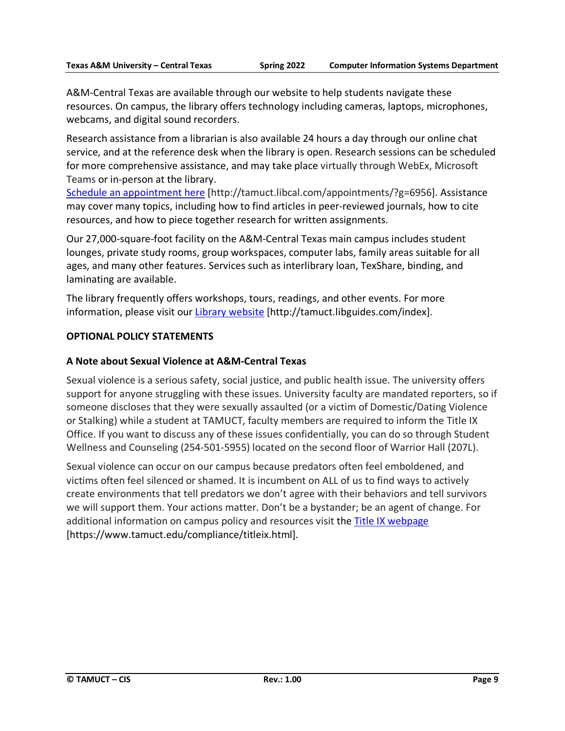A&M-Central Texas are available through our website to help students navigate these resources. On campus, the library offers technology including cameras, laptops, microphones, webcams, and digital sound recorders.

Research assistance from a librarian is also available 24 hours a day through our online chat service, and at the reference desk when the library is open. Research sessions can be scheduled for more comprehensive assistance, and may take place virtually through WebEx, Microsoft Teams or in-person at the library.
Schedule an appointment here [http://tamuct.libcal.com/appointments/?g=6956]. Assistance may cover many topics, including how to find articles in peer-reviewed journals, how to cite resources, and how to piece together research for written assignments.

Our 27,000-square-foot facility on the A&M-Central Texas main campus includes student lounges, private study rooms, group workspaces, computer labs, family areas suitable for all ages, and many other features. Services such as interlibrary loan, TexShare, binding, and laminating are available.

The library frequently offers workshops, tours, readings, and other events. For more information, please visit our Library website [http://tamuct.libguides.com/index].

## OPTIONAL POLICY STATEMENTS

### A Note about Sexual Violence at A&M-Central Texas

Sexual violence is a serious safety, social justice, and public health issue. The university offers support for anyone struggling with these issues. University faculty are mandated reporters, so if someone discloses that they were sexually assaulted (or a victim of Domestic/Dating Violence or Stalking) while a student at TAMUCT, faculty members are required to inform the Title IX Office. If you want to discuss any of these issues confidentially, you can do so through Student Wellness and Counseling (254-501-5955) located on the second floor of Warrior Hall (207L).

Sexual violence can occur on our campus because predators often feel emboldened, and victims often feel silenced or shamed. It is incumbent on ALL of us to find ways to actively create environments that tell predators we don't agree with their behaviors and tell survivors we will support them. Your actions matter. Don't be a bystander; be an agent of change. For additional information on campus policy and resources visit the Title IX webpage [https://www.tamuct.edu/compliance/titleix.html].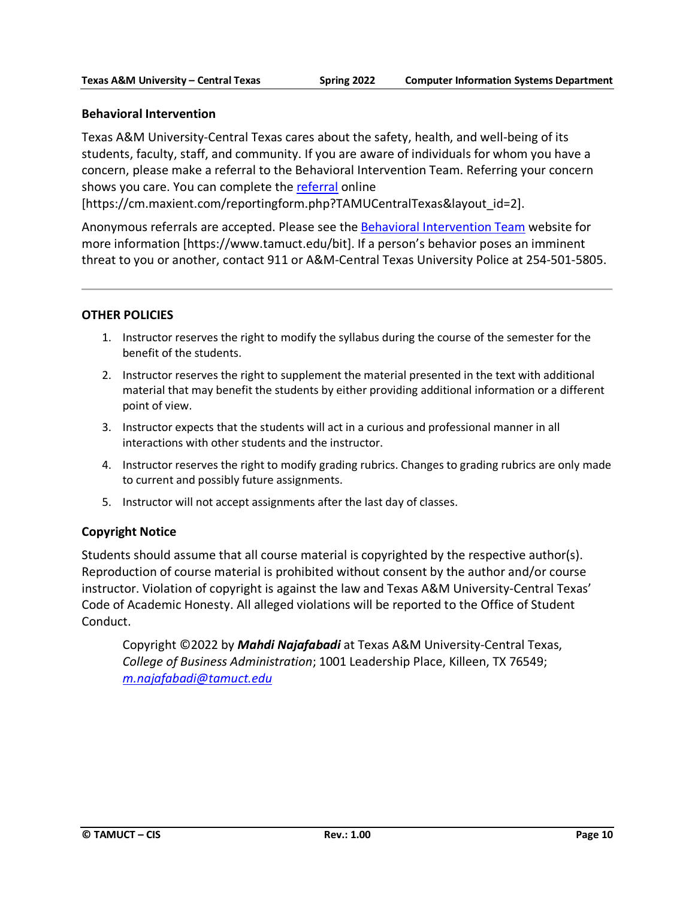## Behavioral Intervention

Texas A&M University-Central Texas cares about the safety, health, and well-being of its students, faculty, staff, and community. If you are aware of individuals for whom you have a concern, please make a referral to the Behavioral Intervention Team. Referring your concern shows you care. You can complete the referral online [https://cm.maxient.com/reportingform.php?TAMUCentralTexas&layout_id=2].

Anonymous referrals are accepted. Please see the Behavioral Intervention Team website for more information [https://www.tamuct.edu/bit]. If a person's behavior poses an imminent threat to you or another, contact 911 or A&M-Central Texas University Police at 254-501-5805.

---

## OTHER POLICIES

1. Instructor reserves the right to modify the syllabus during the course of the semester for the benefit of the students.
2. Instructor reserves the right to supplement the material presented in the text with additional material that may benefit the students by either providing additional information or a different point of view.
3. Instructor expects that the students will act in a curious and professional manner in all interactions with other students and the instructor.
4. Instructor reserves the right to modify grading rubrics. Changes to grading rubrics are only made to current and possibly future assignments.
5. Instructor will not accept assignments after the last day of classes.

## Copyright Notice

Students should assume that all course material is copyrighted by the respective author(s). Reproduction of course material is prohibited without consent by the author and/or course instructor. Violation of copyright is against the law and Texas A&M University-Central Texas' Code of Academic Honesty. All alleged violations will be reported to the Office of Student Conduct.

Copyright ©2022 by ***Mahdi Najafabadi*** at Texas A&M University-Central Texas, *College of Business Administration*; 1001 Leadership Place, Killeen, TX 76549; *m.najafabadi@tamuct.edu*